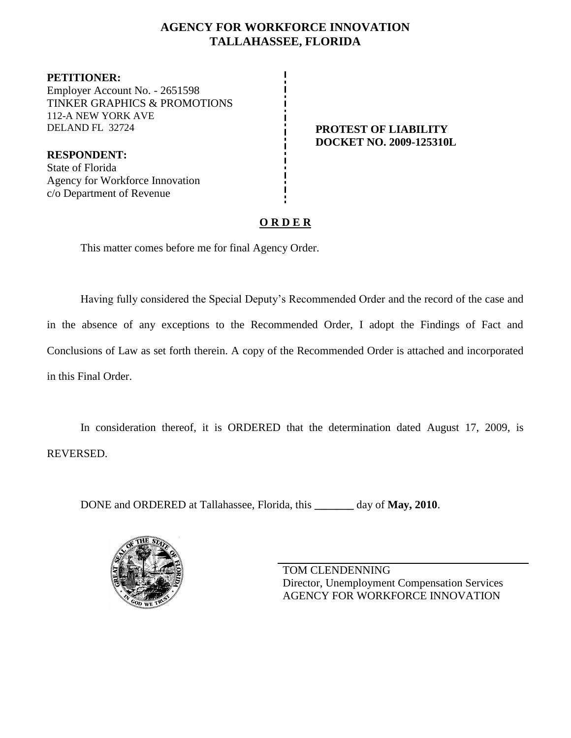# AGENCY FOR WORKFORCE INNOVATION
# TALLAHASSEE, FLORIDA

**PETITIONER:**
Employer Account No. - 2651598
TINKER GRAPHICS & PROMOTIONS
112-A NEW YORK AVE
DELAND FL 32724

**RESPONDENT:**
State of Florida
Agency for Workforce Innovation
c/o Department of Revenue

**PROTEST OF LIABILITY**
**DOCKET NO. 2009-125310L**

## **O R D E R**

This matter comes before me for final Agency Order.

Having fully considered the Special Deputy's Recommended Order and the record of the case and in the absence of any exceptions to the Recommended Order, I adopt the Findings of Fact and Conclusions of Law as set forth therein. A copy of the Recommended Order is attached and incorporated in this Final Order.

In consideration thereof, it is ORDERED that the determination dated August 17, 2009, is REVERSED.

DONE and ORDERED at Tallahassee, Florida, this _______ day of **May, 2010**.

TOM CLENDENNING
Director, Unemployment Compensation Services
AGENCY FOR WORKFORCE INNOVATION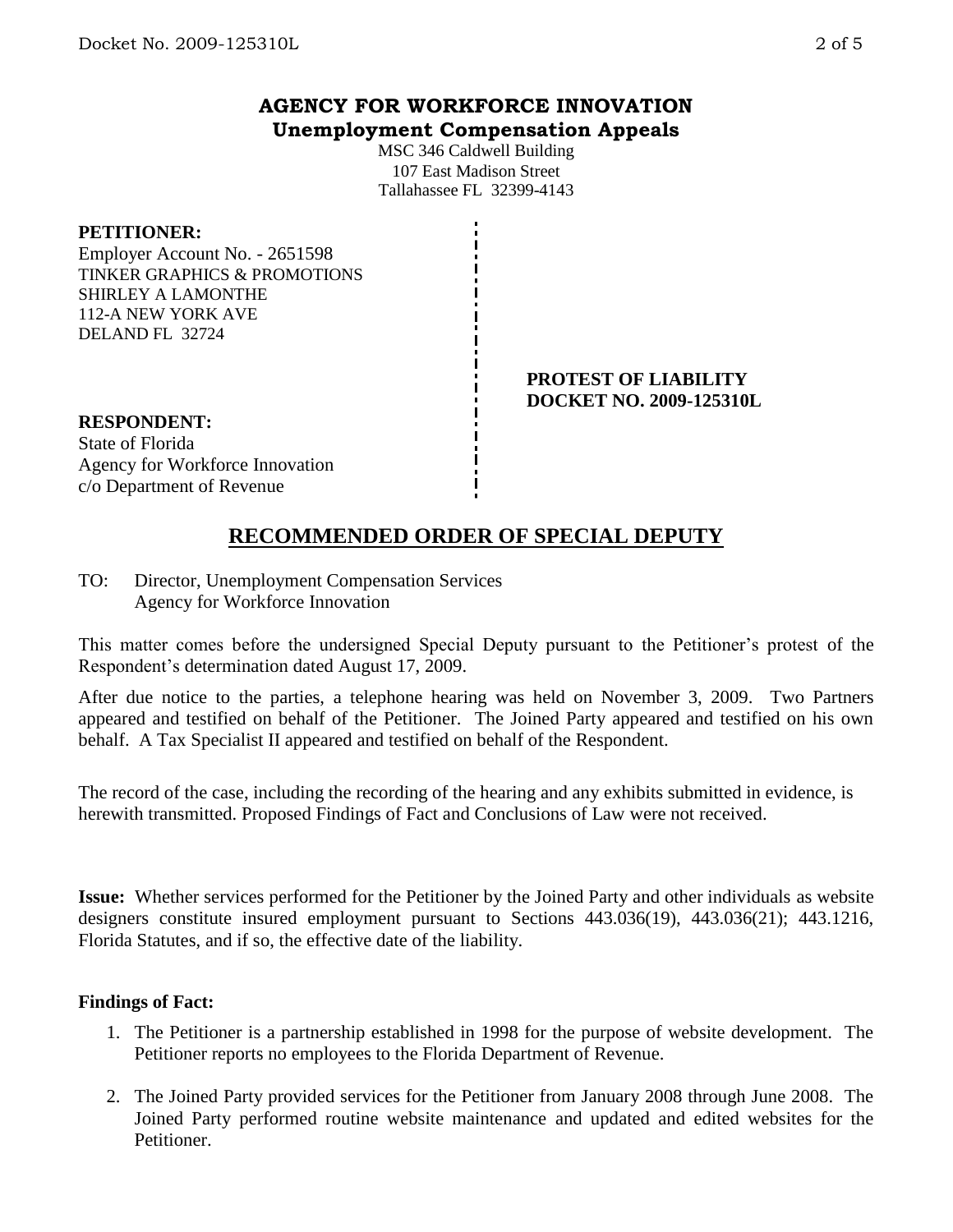# AGENCY FOR WORKFORCE INNOVATION
## Unemployment Compensation Appeals

MSC 346 Caldwell Building
107 East Madison Street
Tallahassee FL 32399-4143

**PETITIONER:**
Employer Account No. - 2651598
TINKER GRAPHICS & PROMOTIONS
SHIRLEY A LAMONTHE
112-A NEW YORK AVE
DELAND FL 32724

**PROTEST OF LIABILITY**
**DOCKET NO. 2009-125310L**

**RESPONDENT:**
State of Florida
Agency for Workforce Innovation
c/o Department of Revenue

## RECOMMENDED ORDER OF SPECIAL DEPUTY

TO: Director, Unemployment Compensation Services
Agency for Workforce Innovation

This matter comes before the undersigned Special Deputy pursuant to the Petitioner's protest of the Respondent's determination dated August 17, 2009.

After due notice to the parties, a telephone hearing was held on November 3, 2009. Two Partners appeared and testified on behalf of the Petitioner. The Joined Party appeared and testified on his own behalf. A Tax Specialist II appeared and testified on behalf of the Respondent.

The record of the case, including the recording of the hearing and any exhibits submitted in evidence, is herewith transmitted. Proposed Findings of Fact and Conclusions of Law were not received.

**Issue:** Whether services performed for the Petitioner by the Joined Party and other individuals as website designers constitute insured employment pursuant to Sections 443.036(19), 443.036(21); 443.1216, Florida Statutes, and if so, the effective date of the liability.

**Findings of Fact:**

1. The Petitioner is a partnership established in 1998 for the purpose of website development. The Petitioner reports no employees to the Florida Department of Revenue.
2. The Joined Party provided services for the Petitioner from January 2008 through June 2008. The Joined Party performed routine website maintenance and updated and edited websites for the Petitioner.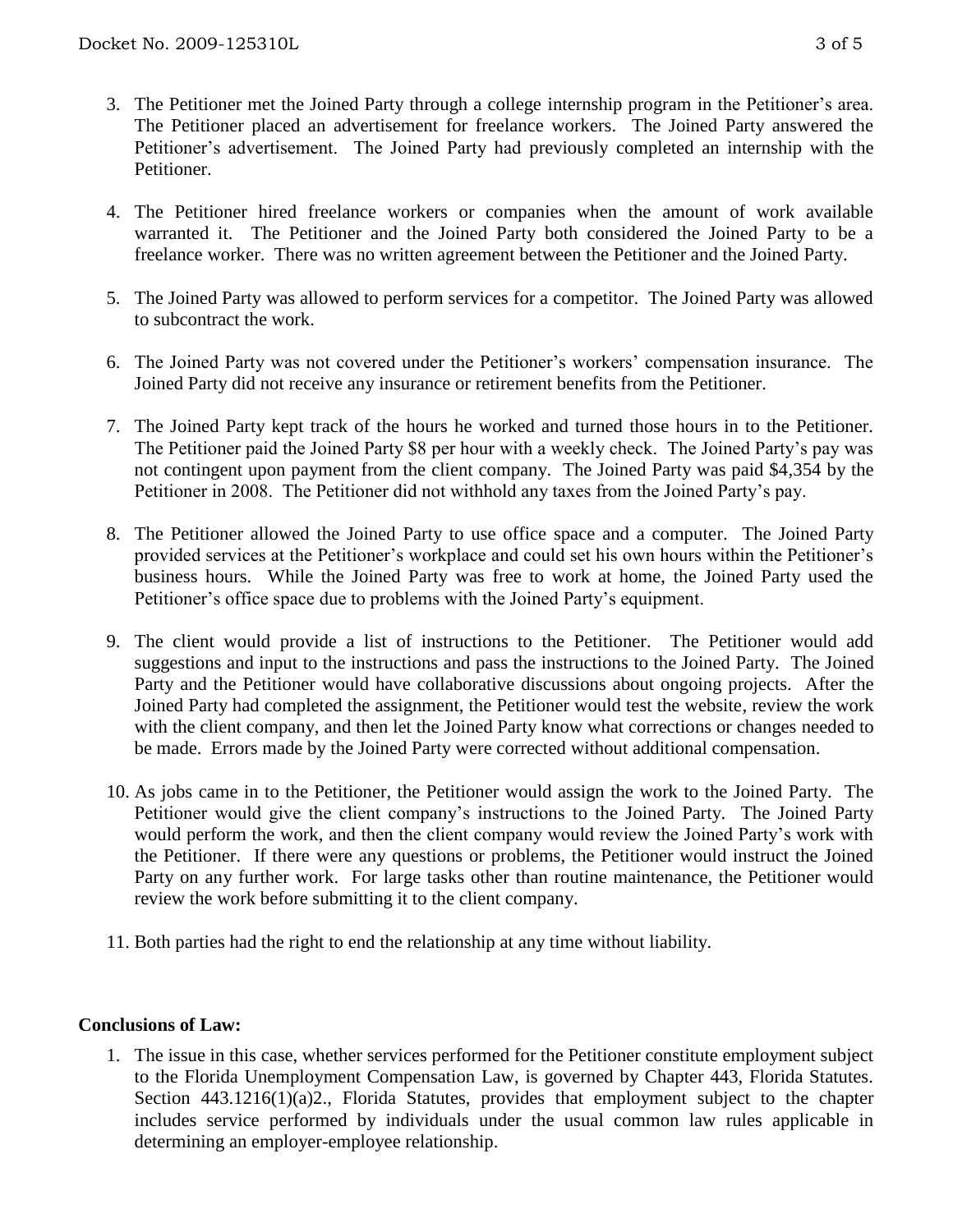3. The Petitioner met the Joined Party through a college internship program in the Petitioner's area. The Petitioner placed an advertisement for freelance workers. The Joined Party answered the Petitioner's advertisement. The Joined Party had previously completed an internship with the Petitioner.

4. The Petitioner hired freelance workers or companies when the amount of work available warranted it. The Petitioner and the Joined Party both considered the Joined Party to be a freelance worker. There was no written agreement between the Petitioner and the Joined Party.

5. The Joined Party was allowed to perform services for a competitor. The Joined Party was allowed to subcontract the work.

6. The Joined Party was not covered under the Petitioner's workers' compensation insurance. The Joined Party did not receive any insurance or retirement benefits from the Petitioner.

7. The Joined Party kept track of the hours he worked and turned those hours in to the Petitioner. The Petitioner paid the Joined Party $8 per hour with a weekly check. The Joined Party's pay was not contingent upon payment from the client company. The Joined Party was paid $4,354 by the Petitioner in 2008. The Petitioner did not withhold any taxes from the Joined Party's pay.

8. The Petitioner allowed the Joined Party to use office space and a computer. The Joined Party provided services at the Petitioner's workplace and could set his own hours within the Petitioner's business hours. While the Joined Party was free to work at home, the Joined Party used the Petitioner's office space due to problems with the Joined Party's equipment.

9. The client would provide a list of instructions to the Petitioner. The Petitioner would add suggestions and input to the instructions and pass the instructions to the Joined Party. The Joined Party and the Petitioner would have collaborative discussions about ongoing projects. After the Joined Party had completed the assignment, the Petitioner would test the website, review the work with the client company, and then let the Joined Party know what corrections or changes needed to be made. Errors made by the Joined Party were corrected without additional compensation.

10. As jobs came in to the Petitioner, the Petitioner would assign the work to the Joined Party. The Petitioner would give the client company's instructions to the Joined Party. The Joined Party would perform the work, and then the client company would review the Joined Party's work with the Petitioner. If there were any questions or problems, the Petitioner would instruct the Joined Party on any further work. For large tasks other than routine maintenance, the Petitioner would review the work before submitting it to the client company.

11. Both parties had the right to end the relationship at any time without liability.

**Conclusions of Law:**

1. The issue in this case, whether services performed for the Petitioner constitute employment subject to the Florida Unemployment Compensation Law, is governed by Chapter 443, Florida Statutes. Section 443.1216(1)(a)2., Florida Statutes, provides that employment subject to the chapter includes service performed by individuals under the usual common law rules applicable in determining an employer-employee relationship.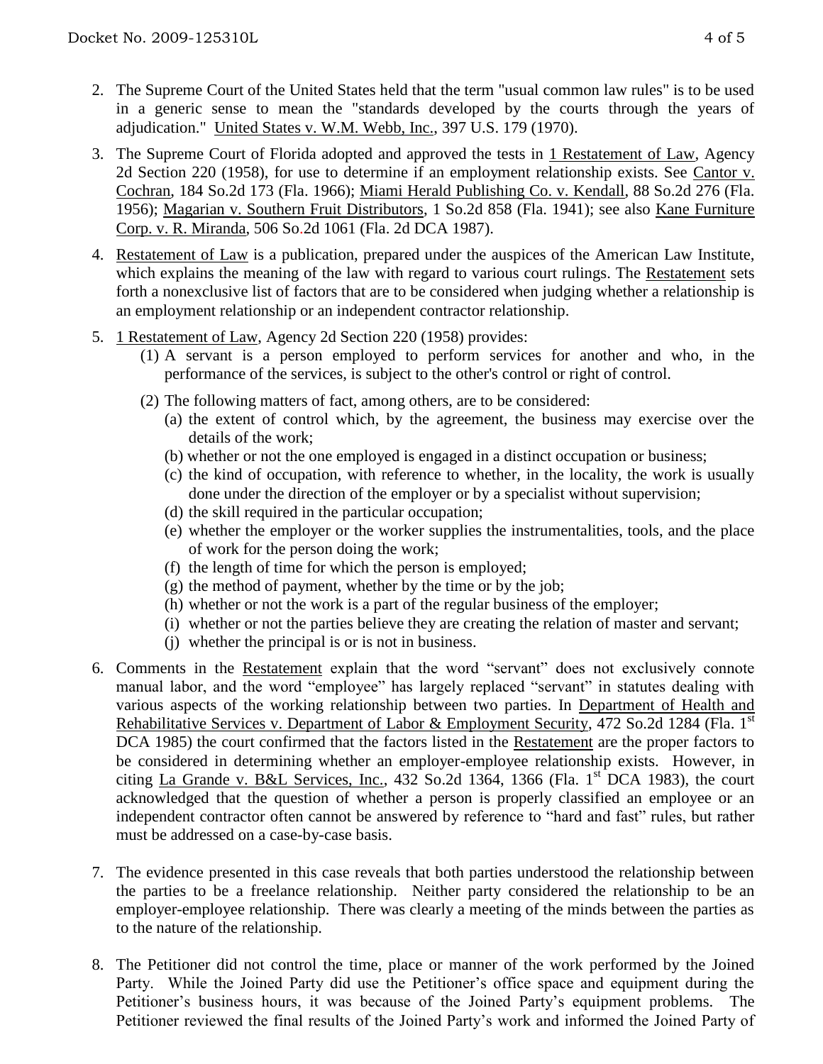2. The Supreme Court of the United States held that the term "usual common law rules" is to be used in a generic sense to mean the "standards developed by the courts through the years of adjudication." United States v. W.M. Webb, Inc., 397 U.S. 179 (1970).

3. The Supreme Court of Florida adopted and approved the tests in 1 Restatement of Law, Agency 2d Section 220 (1958), for use to determine if an employment relationship exists. See Cantor v. Cochran, 184 So.2d 173 (Fla. 1966); Miami Herald Publishing Co. v. Kendall, 88 So.2d 276 (Fla. 1956); Magarian v. Southern Fruit Distributors, 1 So.2d 858 (Fla. 1941); see also Kane Furniture Corp. v. R. Miranda, 506 So.2d 1061 (Fla. 2d DCA 1987).

4. Restatement of Law is a publication, prepared under the auspices of the American Law Institute, which explains the meaning of the law with regard to various court rulings. The Restatement sets forth a nonexclusive list of factors that are to be considered when judging whether a relationship is an employment relationship or an independent contractor relationship.

5. 1 Restatement of Law, Agency 2d Section 220 (1958) provides:
   (1) A servant is a person employed to perform services for another and who, in the performance of the services, is subject to the other's control or right of control.
   (2) The following matters of fact, among others, are to be considered:
      (a) the extent of control which, by the agreement, the business may exercise over the details of the work;
      (b) whether or not the one employed is engaged in a distinct occupation or business;
      (c) the kind of occupation, with reference to whether, in the locality, the work is usually done under the direction of the employer or by a specialist without supervision;
      (d) the skill required in the particular occupation;
      (e) whether the employer or the worker supplies the instrumentalities, tools, and the place of work for the person doing the work;
      (f) the length of time for which the person is employed;
      (g) the method of payment, whether by the time or by the job;
      (h) whether or not the work is a part of the regular business of the employer;
      (i) whether or not the parties believe they are creating the relation of master and servant;
      (j) whether the principal is or is not in business.

6. Comments in the Restatement explain that the word "servant" does not exclusively connote manual labor, and the word "employee" has largely replaced "servant" in statutes dealing with various aspects of the working relationship between two parties. In Department of Health and Rehabilitative Services v. Department of Labor & Employment Security, 472 So.2d 1284 (Fla. 1st DCA 1985) the court confirmed that the factors listed in the Restatement are the proper factors to be considered in determining whether an employer-employee relationship exists. However, in citing La Grande v. B&L Services, Inc., 432 So.2d 1364, 1366 (Fla. 1st DCA 1983), the court acknowledged that the question of whether a person is properly classified an employee or an independent contractor often cannot be answered by reference to "hard and fast" rules, but rather must be addressed on a case-by-case basis.

7. The evidence presented in this case reveals that both parties understood the relationship between the parties to be a freelance relationship. Neither party considered the relationship to be an employer-employee relationship. There was clearly a meeting of the minds between the parties as to the nature of the relationship.

8. The Petitioner did not control the time, place or manner of the work performed by the Joined Party. While the Joined Party did use the Petitioner's office space and equipment during the Petitioner's business hours, it was because of the Joined Party's equipment problems. The Petitioner reviewed the final results of the Joined Party's work and informed the Joined Party of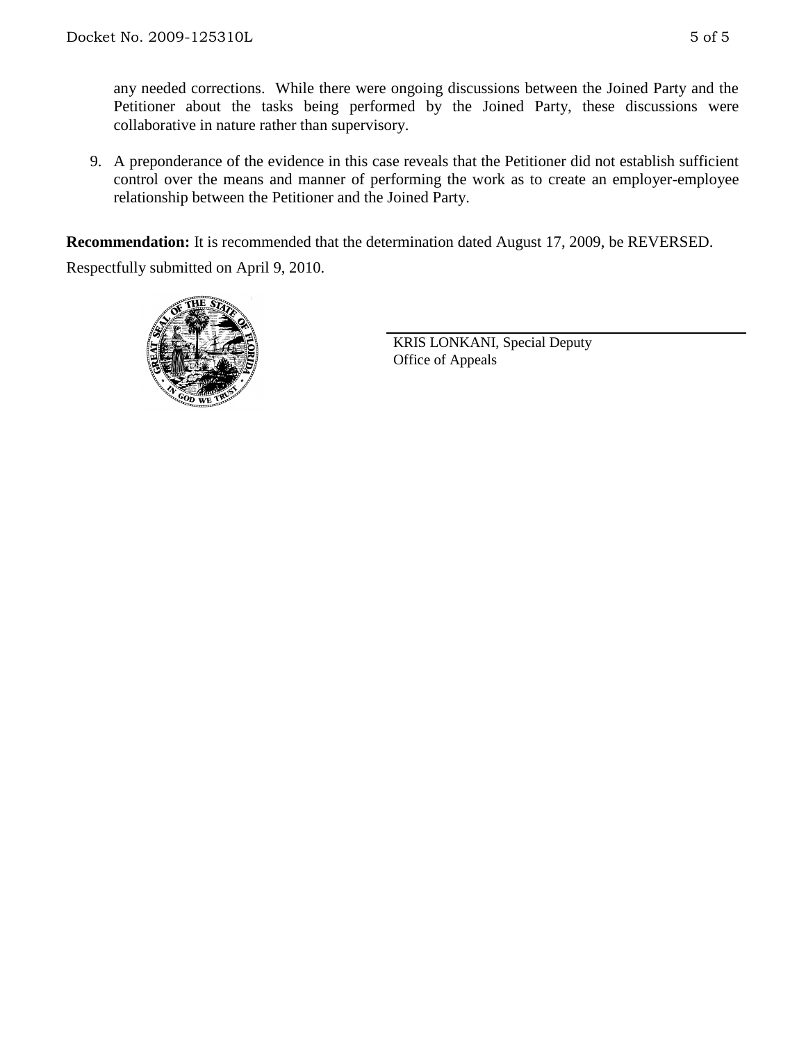any needed corrections. While there were ongoing discussions between the Joined Party and the Petitioner about the tasks being performed by the Joined Party, these discussions were collaborative in nature rather than supervisory.

9. A preponderance of the evidence in this case reveals that the Petitioner did not establish sufficient control over the means and manner of performing the work as to create an employer-employee relationship between the Petitioner and the Joined Party.

**Recommendation:** It is recommended that the determination dated August 17, 2009, be REVERSED.

Respectfully submitted on April 9, 2010.

KRIS LONKANI, Special Deputy
Office of Appeals